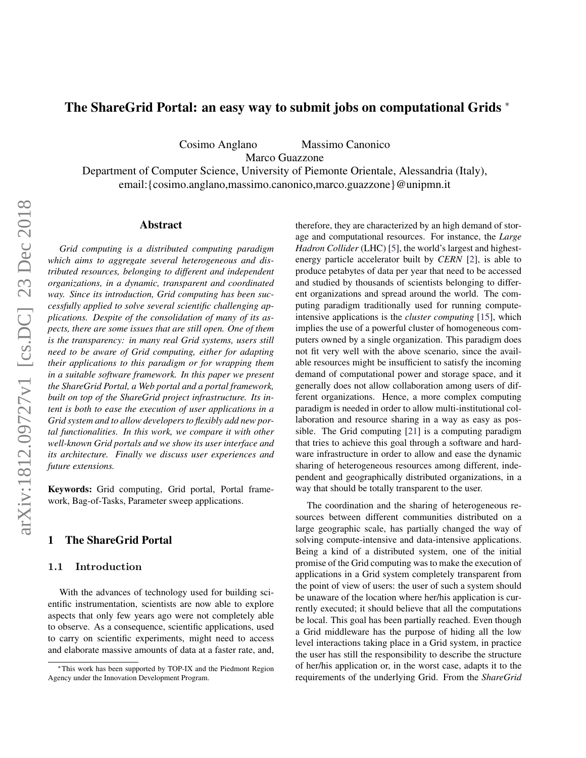# The ShareGrid Portal: an easy way to submit jobs on computational Grids *

Cosimo Anglano Massimo Canonico
Marco Guazzone

Department of Computer Science, University of Piemonte Orientale, Alessandria (Italy),
email:{cosimo.anglano,massimo.canonico,marco.guazzone}@unipmn.it

## Abstract

*Grid computing is a distributed computing paradigm which aims to aggregate several heterogeneous and distributed resources, belonging to different and independent organizations, in a dynamic, transparent and coordinated way. Since its introduction, Grid computing has been successfully applied to solve several scientific challenging applications. Despite of the consolidation of many of its aspects, there are some issues that are still open. One of them is the transparency: in many real Grid systems, users still need to be aware of Grid computing, either for adapting their applications to this paradigm or for wrapping them in a suitable software framework. In this paper we present the ShareGrid Portal, a Web portal and a portal framework, built on top of the ShareGrid project infrastructure. Its intent is both to ease the execution of user applications in a Grid system and to allow developers to flexibly add new portal functionalities. In this work, we compare it with other well-known Grid portals and we show its user interface and its architecture. Finally we discuss user experiences and future extensions.*

**Keywords:** Grid computing, Grid portal, Portal framework, Bag-of-Tasks, Parameter sweep applications.

## 1 The ShareGrid Portal

### 1.1 Introduction

With the advances of technology used for building scientific instrumentation, scientists are now able to explore aspects that only few years ago were not completely able to observe. As a consequence, scientific applications, used to carry on scientific experiments, might need to access and elaborate massive amounts of data at a faster rate, and, therefore, they are characterized by an high demand of storage and computational resources. For instance, the *Large Hadron Collider* (LHC) [5], the world's largest and highest-energy particle accelerator built by *CERN* [2], is able to produce petabytes of data per year that need to be accessed and studied by thousands of scientists belonging to different organizations and spread around the world. The computing paradigm traditionally used for running compute-intensive applications is the *cluster computing* [15], which implies the use of a powerful cluster of homogeneous computers owned by a single organization. This paradigm does not fit very well with the above scenario, since the available resources might be insufficient to satisfy the incoming demand of computational power and storage space, and it generally does not allow collaboration among users of different organizations. Hence, a more complex computing paradigm is needed in order to allow multi-institutional collaboration and resource sharing in a way as easy as possible. The Grid computing [21] is a computing paradigm that tries to achieve this goal through a software and hardware infrastructure in order to allow and ease the dynamic sharing of heterogeneous resources among different, independent and geographically distributed organizations, in a way that should be totally transparent to the user.

The coordination and the sharing of heterogeneous resources between different communities distributed on a large geographic scale, has partially changed the way of solving compute-intensive and data-intensive applications. Being a kind of a distributed system, one of the initial promise of the Grid computing was to make the execution of applications in a Grid system completely transparent from the point of view of users: the user of such a system should be unaware of the location where her/his application is currently executed; it should believe that all the computations be local. This goal has been partially reached. Even though a Grid middleware has the purpose of hiding all the low level interactions taking place in a Grid system, in practice the user has still the responsibility to describe the structure of her/his application or, in the worst case, adapts it to the requirements of the underlying Grid. From the *ShareGrid*

*This work has been supported by TOP-IX and the Piedmont Region Agency under the Innovation Development Program.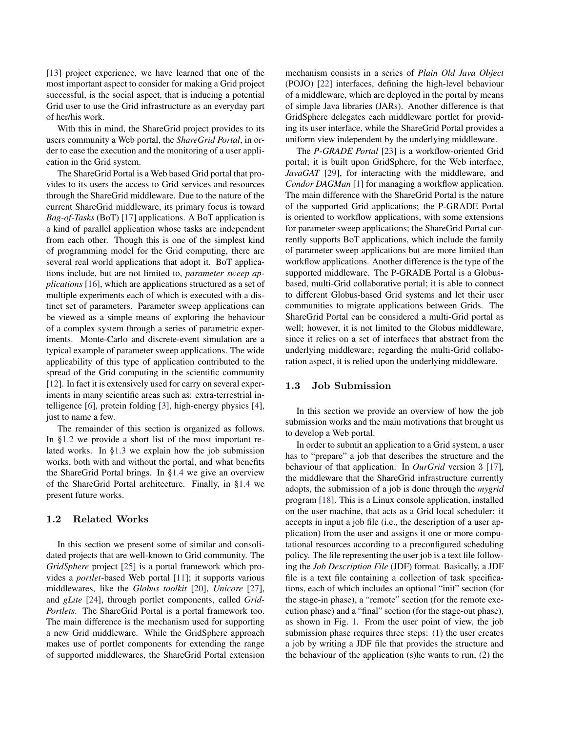[13] project experience, we have learned that one of the most important aspect to consider for making a Grid project successful, is the social aspect, that is inducing a potential Grid user to use the Grid infrastructure as an everyday part of her/his work.

With this in mind, the ShareGrid project provides to its users community a Web portal, the *ShareGrid Portal*, in order to ease the execution and the monitoring of a user application in the Grid system.

The ShareGrid Portal is a Web based Grid portal that provides to its users the access to Grid services and resources through the ShareGrid middleware. Due to the nature of the current ShareGrid middleware, its primary focus is toward *Bag-of-Tasks* (BoT) [17] applications. A BoT application is a kind of parallel application whose tasks are independent from each other. Though this is one of the simplest kind of programming model for the Grid computing, there are several real world applications that adopt it. BoT applications include, but are not limited to, *parameter sweep applications* [16], which are applications structured as a set of multiple experiments each of which is executed with a distinct set of parameters. Parameter sweep applications can be viewed as a simple means of exploring the behaviour of a complex system through a series of parametric experiments. Monte-Carlo and discrete-event simulation are a typical example of parameter sweep applications. The wide applicability of this type of application contributed to the spread of the Grid computing in the scientific community [12]. In fact it is extensively used for carry on several experiments in many scientific areas such as: extra-terrestrial intelligence [6], protein folding [3], high-energy physics [4], just to name a few.

The remainder of this section is organized as follows. In §1.2 we provide a short list of the most important related works. In §1.3 we explain how the job submission works, both with and without the portal, and what benefits the ShareGrid Portal brings. In §1.4 we give an overview of the ShareGrid Portal architecture. Finally, in §1.4 we present future works.

## 1.2 Related Works

In this section we present some of similar and consolidated projects that are well-known to Grid community. The *GridSphere* project [25] is a portal framework which provides a *portlet*-based Web portal [11]; it supports various middlewares, like the *Globus toolkit* [20], *Unicore* [27], and *gLite* [24], through portlet components, called *GridPortlets*. The ShareGrid Portal is a portal framework too. The main difference is the mechanism used for supporting a new Grid middleware. While the GridSphere approach makes use of portlet components for extending the range of supported middlewares, the ShareGrid Portal extension mechanism consists in a series of *Plain Old Java Object* (POJO) [22] interfaces, defining the high-level behaviour of a middleware, which are deployed in the portal by means of simple Java libraries (JARs). Another difference is that GridSphere delegates each middleware portlet for providing its user interface, while the ShareGrid Portal provides a uniform view independent by the underlying middleware.

The *P-GRADE Portal* [23] is a workflow-oriented Grid portal; it is built upon GridSphere, for the Web interface, *JavaGAT* [29], for interacting with the middleware, and *Condor DAGMan* [1] for managing a workflow application. The main difference with the ShareGrid Portal is the nature of the supported Grid applications; the P-GRADE Portal is oriented to workflow applications, with some extensions for parameter sweep applications; the ShareGrid Portal currently supports BoT applications, which include the family of parameter sweep applications but are more limited than workflow applications. Another difference is the type of the supported middleware. The P-GRADE Portal is a Globus-based, multi-Grid collaborative portal; it is able to connect to different Globus-based Grid systems and let their user communities to migrate applications between Grids. The ShareGrid Portal can be considered a multi-Grid portal as well; however, it is not limited to the Globus middleware, since it relies on a set of interfaces that abstract from the underlying middleware; regarding the multi-Grid collaboration aspect, it is relied upon the underlying middleware.

## 1.3 Job Submission

In this section we provide an overview of how the job submission works and the main motivations that brought us to develop a Web portal.

In order to submit an application to a Grid system, a user has to "prepare" a job that describes the structure and the behaviour of that application. In *OurGrid* version 3 [17], the middleware that the ShareGrid infrastructure currently adopts, the submission of a job is done through the *mygrid* program [18]. This is a Linux console application, installed on the user machine, that acts as a Grid local scheduler: it accepts in input a job file (i.e., the description of a user application) from the user and assigns it one or more computational resources according to a preconfigured scheduling policy. The file representing the user job is a text file following the *Job Description File* (JDF) format. Basically, a JDF file is a text file containing a collection of task specifications, each of which includes an optional "init" section (for the stage-in phase), a "remote" section (for the remote execution phase) and a "final" section (for the stage-out phase), as shown in Fig. 1. From the user point of view, the job submission phase requires three steps: (1) the user creates a job by writing a JDF file that provides the structure and the behaviour of the application (s)he wants to run, (2) the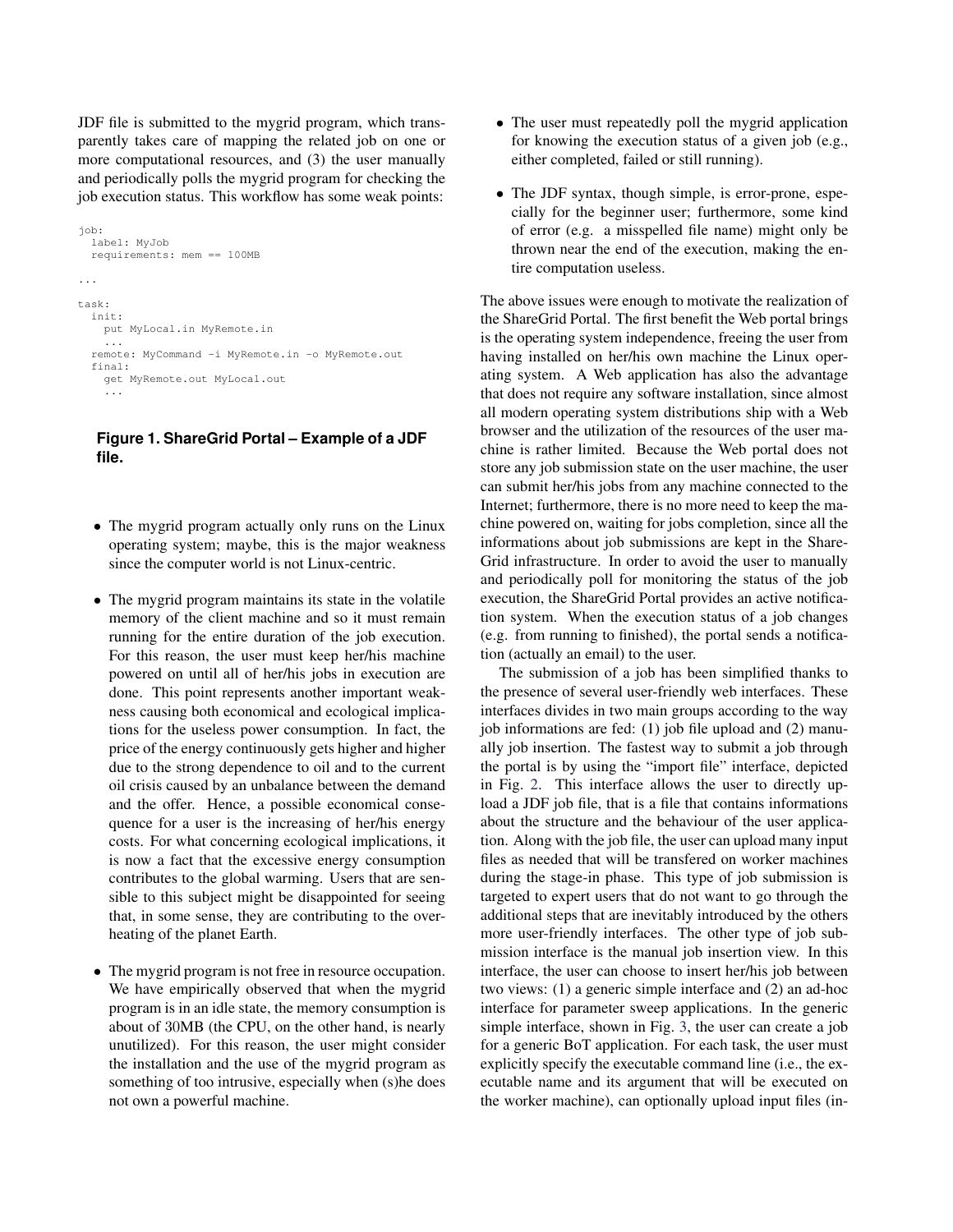JDF file is submitted to the mygrid program, which transparently takes care of mapping the related job on one or more computational resources, and (3) the user manually and periodically polls the mygrid program for checking the job execution status. This workflow has some weak points:

```
job:
  label: MyJob
  requirements: mem == 100MB

...

task:
  init:
    put MyLocal.in MyRemote.in
    ...
  remote: MyCommand -i MyRemote.in -o MyRemote.out
  final:
    get MyRemote.out MyLocal.out
    ...
```

**Figure 1. ShareGrid Portal – Example of a JDF file.**

- The mygrid program actually only runs on the Linux operating system; maybe, this is the major weakness since the computer world is not Linux-centric.
- The mygrid program maintains its state in the volatile memory of the client machine and so it must remain running for the entire duration of the job execution. For this reason, the user must keep her/his machine powered on until all of her/his jobs in execution are done. This point represents another important weakness causing both economical and ecological implications for the useless power consumption. In fact, the price of the energy continuously gets higher and higher due to the strong dependence to oil and to the current oil crisis caused by an unbalance between the demand and the offer. Hence, a possible economical consequence for a user is the increasing of her/his energy costs. For what concerning ecological implications, it is now a fact that the excessive energy consumption contributes to the global warming. Users that are sensible to this subject might be disappointed for seeing that, in some sense, they are contributing to the overheating of the planet Earth.
- The mygrid program is not free in resource occupation. We have empirically observed that when the mygrid program is in an idle state, the memory consumption is about of 30MB (the CPU, on the other hand, is nearly unutilized). For this reason, the user might consider the installation and the use of the mygrid program as something of too intrusive, especially when (s)he does not own a powerful machine.
- The user must repeatedly poll the mygrid application for knowing the execution status of a given job (e.g., either completed, failed or still running).
- The JDF syntax, though simple, is error-prone, especially for the beginner user; furthermore, some kind of error (e.g. a misspelled file name) might only be thrown near the end of the execution, making the entire computation useless.

The above issues were enough to motivate the realization of the ShareGrid Portal. The first benefit the Web portal brings is the operating system independence, freeing the user from having installed on her/his own machine the Linux operating system. A Web application has also the advantage that does not require any software installation, since almost all modern operating system distributions ship with a Web browser and the utilization of the resources of the user machine is rather limited. Because the Web portal does not store any job submission state on the user machine, the user can submit her/his jobs from any machine connected to the Internet; furthermore, there is no more need to keep the machine powered on, waiting for jobs completion, since all the informations about job submissions are kept in the ShareGrid infrastructure. In order to avoid the user to manually and periodically poll for monitoring the status of the job execution, the ShareGrid Portal provides an active notification system. When the execution status of a job changes (e.g. from running to finished), the portal sends a notification (actually an email) to the user.

The submission of a job has been simplified thanks to the presence of several user-friendly web interfaces. These interfaces divides in two main groups according to the way job informations are fed: (1) job file upload and (2) manually job insertion. The fastest way to submit a job through the portal is by using the "import file" interface, depicted in Fig. 2. This interface allows the user to directly upload a JDF job file, that is a file that contains informations about the structure and the behaviour of the user application. Along with the job file, the user can upload many input files as needed that will be transfered on worker machines during the stage-in phase. This type of job submission is targeted to expert users that do not want to go through the additional steps that are inevitably introduced by the others more user-friendly interfaces. The other type of job submission interface is the manual job insertion view. In this interface, the user can choose to insert her/his job between two views: (1) a generic simple interface and (2) an ad-hoc interface for parameter sweep applications. In the generic simple interface, shown in Fig. 3, the user can create a job for a generic BoT application. For each task, the user must explicitly specify the executable command line (i.e., the executable name and its argument that will be executed on the worker machine), can optionally upload input files (in-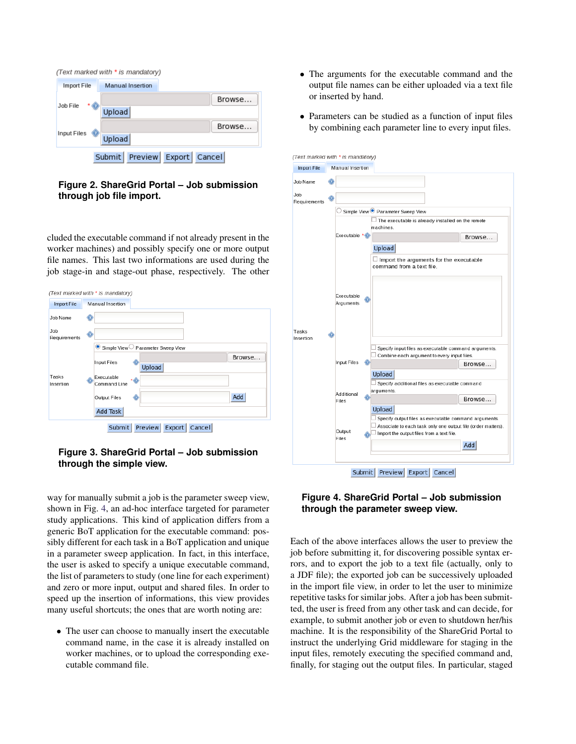**Figure 2. ShareGrid Portal – Job submission through job file import.**

cluded the executable command if not already present in the worker machines) and possibly specify one or more output file names. This last two informations are used during the job stage-in and stage-out phase, respectively. The other

**Figure 3. ShareGrid Portal – Job submission through the simple view.**

way for manually submit a job is the parameter sweep view, shown in Fig. 4, an ad-hoc interface targeted for parameter study applications. This kind of application differs from a generic BoT application for the executable command: possibly different for each task in a BoT application and unique in a parameter sweep application. In fact, in this interface, the user is asked to specify a unique executable command, the list of parameters to study (one line for each experiment) and zero or more input, output and shared files. In order to speed up the insertion of informations, this view provides many useful shortcuts; the ones that are worth noting are:

- The user can choose to manually insert the executable command name, in the case it is already installed on worker machines, or to upload the corresponding executable command file.
- The arguments for the executable command and the output file names can be either uploaded via a text file or inserted by hand.
- Parameters can be studied as a function of input files by combining each parameter line to every input files.

**Figure 4. ShareGrid Portal – Job submission through the parameter sweep view.**

Each of the above interfaces allows the user to preview the job before submitting it, for discovering possible syntax errors, and to export the job to a text file (actually, only to a JDF file); the exported job can be successively uploaded in the import file view, in order to let the user to minimize repetitive tasks for similar jobs. After a job has been submitted, the user is freed from any other task and can decide, for example, to submit another job or even to shutdown her/his machine. It is the responsibility of the ShareGrid Portal to instruct the underlying Grid middleware for staging in the input files, remotely executing the specified command and, finally, for staging out the output files. In particular, staged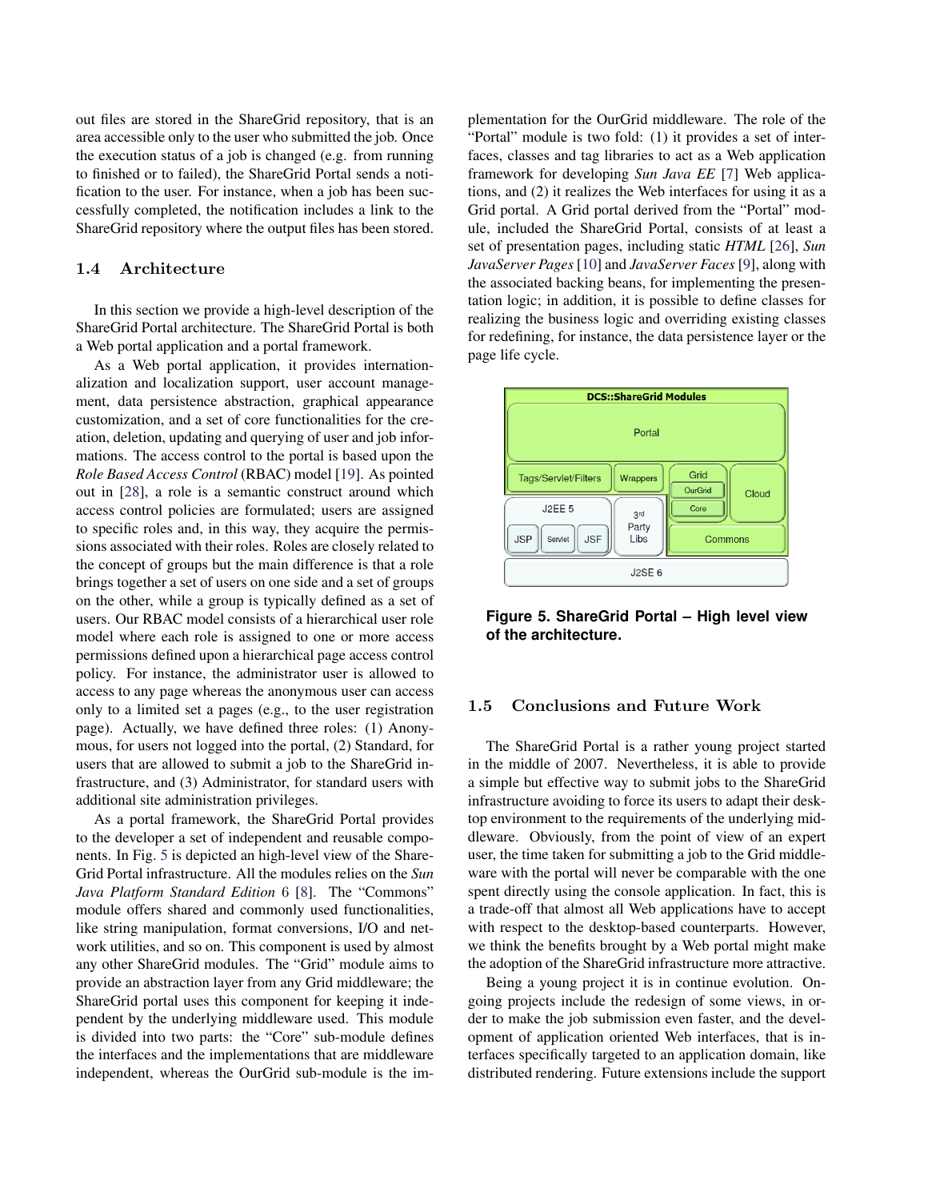out files are stored in the ShareGrid repository, that is an area accessible only to the user who submitted the job. Once the execution status of a job is changed (e.g. from running to finished or to failed), the ShareGrid Portal sends a notification to the user. For instance, when a job has been successfully completed, the notification includes a link to the ShareGrid repository where the output files has been stored.

### 1.4 Architecture

In this section we provide a high-level description of the ShareGrid Portal architecture. The ShareGrid Portal is both a Web portal application and a portal framework.

As a Web portal application, it provides internationalization and localization support, user account management, data persistence abstraction, graphical appearance customization, and a set of core functionalities for the creation, deletion, updating and querying of user and job informations. The access control to the portal is based upon the *Role Based Access Control* (RBAC) model [19]. As pointed out in [28], a role is a semantic construct around which access control policies are formulated; users are assigned to specific roles and, in this way, they acquire the permissions associated with their roles. Roles are closely related to the concept of groups but the main difference is that a role brings together a set of users on one side and a set of groups on the other, while a group is typically defined as a set of users. Our RBAC model consists of a hierarchical user role model where each role is assigned to one or more access permissions defined upon a hierarchical page access control policy. For instance, the administrator user is allowed to access to any page whereas the anonymous user can access only to a limited set a pages (e.g., to the user registration page). Actually, we have defined three roles: (1) Anonymous, for users not logged into the portal, (2) Standard, for users that are allowed to submit a job to the ShareGrid infrastructure, and (3) Administrator, for standard users with additional site administration privileges.

As a portal framework, the ShareGrid Portal provides to the developer a set of independent and reusable components. In Fig. 5 is depicted an high-level view of the ShareGrid Portal infrastructure. All the modules relies on the *Sun Java Platform Standard Edition* 6 [8]. The "Commons" module offers shared and commonly used functionalities, like string manipulation, format conversions, I/O and network utilities, and so on. This component is used by almost any other ShareGrid modules. The "Grid" module aims to provide an abstraction layer from any Grid middleware; the ShareGrid portal uses this component for keeping it independent by the underlying middleware used. This module is divided into two parts: the "Core" sub-module defines the interfaces and the implementations that are middleware independent, whereas the OurGrid sub-module is the implementation for the OurGrid middleware. The role of the "Portal" module is two fold: (1) it provides a set of interfaces, classes and tag libraries to act as a Web application framework for developing *Sun Java EE* [7] Web applications, and (2) it realizes the Web interfaces for using it as a Grid portal. A Grid portal derived from the "Portal" module, included the ShareGrid Portal, consists of at least a set of presentation pages, including static *HTML* [26], *Sun JavaServer Pages* [10] and *JavaServer Faces* [9], along with the associated backing beans, for implementing the presentation logic; in addition, it is possible to define classes for realizing the business logic and overriding existing classes for redefining, for instance, the data persistence layer or the page life cycle.

**Figure 5. ShareGrid Portal – High level view of the architecture.**

### 1.5 Conclusions and Future Work

The ShareGrid Portal is a rather young project started in the middle of 2007. Nevertheless, it is able to provide a simple but effective way to submit jobs to the ShareGrid infrastructure avoiding to force its users to adapt their desktop environment to the requirements of the underlying middleware. Obviously, from the point of view of an expert user, the time taken for submitting a job to the Grid middleware with the portal will never be comparable with the one spent directly using the console application. In fact, this is a trade-off that almost all Web applications have to accept with respect to the desktop-based counterparts. However, we think the benefits brought by a Web portal might make the adoption of the ShareGrid infrastructure more attractive.

Being a young project it is in continue evolution. Ongoing projects include the redesign of some views, in order to make the job submission even faster, and the development of application oriented Web interfaces, that is interfaces specifically targeted to an application domain, like distributed rendering. Future extensions include the support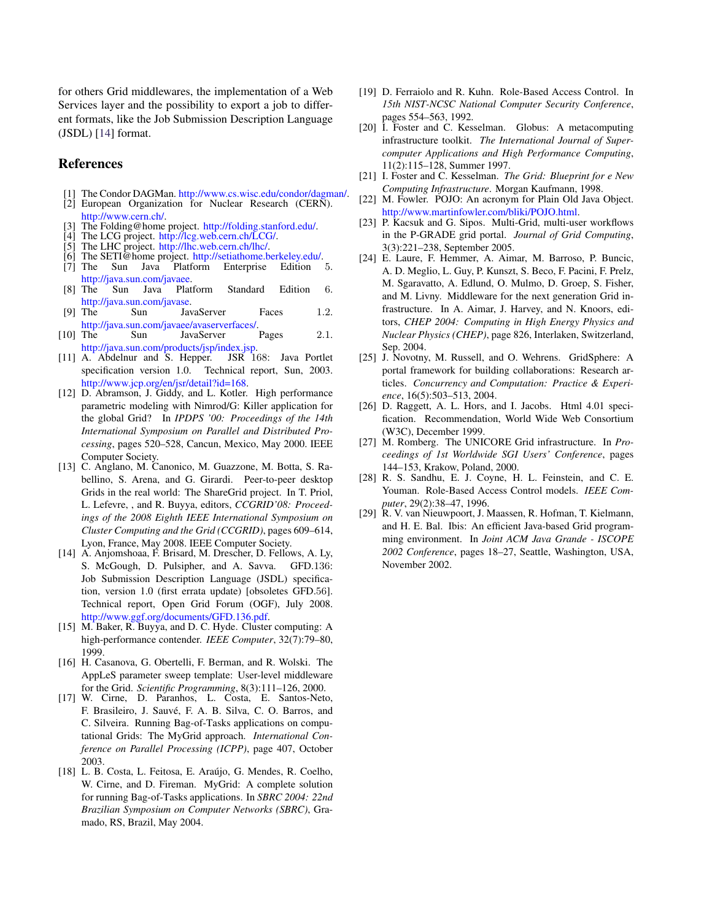for others Grid middlewares, the implementation of a Web Services layer and the possibility to export a job to different formats, like the Job Submission Description Language (JSDL) [14] format.

## References

[1] The Condor DAGMan. http://www.cs.wisc.edu/condor/dagman/.

[2] European Organization for Nuclear Research (CERN). http://www.cern.ch/.

[3] The Folding@home project. http://folding.stanford.edu/.

[4] The LCG project. http://lcg.web.cern.ch/LCG/.

[5] The LHC project. http://lhc.web.cern.ch/lhc/.

[6] The SETI@home project. http://setiathome.berkeley.edu/.

[7] The Sun Java Platform Enterprise Edition 5. http://java.sun.com/javaee.

[8] The Sun Java Platform Standard Edition 6. http://java.sun.com/javase.

[9] The Sun JavaServer Faces 1.2. http://java.sun.com/javaee/avaserverfaces/.

[10] The Sun JavaServer Pages 2.1. http://java.sun.com/products/jsp/index.jsp.

[11] A. Abdelnur and S. Hepper. JSR 168: Java Portlet specification version 1.0. Technical report, Sun, 2003. http://www.jcp.org/en/jsr/detail?id=168.

[12] D. Abramson, J. Giddy, and L. Kotler. High performance parametric modeling with Nimrod/G: Killer application for the global Grid? In *IPDPS '00: Proceedings of the 14th International Symposium on Parallel and Distributed Processing*, pages 520–528, Cancun, Mexico, May 2000. IEEE Computer Society.

[13] C. Anglano, M. Canonico, M. Guazzone, M. Botta, S. Rabellino, S. Arena, and G. Girardi. Peer-to-peer desktop Grids in the real world: The ShareGrid project. In T. Priol, L. Lefevre, , and R. Buyya, editors, *CCGRID'08: Proceedings of the 2008 Eighth IEEE International Symposium on Cluster Computing and the Grid (CCGRID)*, pages 609–614, Lyon, France, May 2008. IEEE Computer Society.

[14] A. Anjomshoaa, F. Brisard, M. Drescher, D. Fellows, A. Ly, S. McGough, D. Pulsipher, and A. Savva. GFD.136: Job Submission Description Language (JSDL) specification, version 1.0 (first errata update) [obsoletes GFD.56]. Technical report, Open Grid Forum (OGF), July 2008. http://www.ggf.org/documents/GFD.136.pdf.

[15] M. Baker, R. Buyya, and D. C. Hyde. Cluster computing: A high-performance contender. *IEEE Computer*, 32(7):79–80, 1999.

[16] H. Casanova, G. Obertelli, F. Berman, and R. Wolski. The AppLeS parameter sweep template: User-level middleware for the Grid. *Scientific Programming*, 8(3):111–126, 2000.

[17] W. Cirne, D. Paranhos, L. Costa, E. Santos-Neto, F. Brasileiro, J. Sauvé, F. A. B. Silva, C. O. Barros, and C. Silveira. Running Bag-of-Tasks applications on computational Grids: The MyGrid approach. *International Conference on Parallel Processing (ICPP)*, page 407, October 2003.

[18] L. B. Costa, L. Feitosa, E. Araújo, G. Mendes, R. Coelho, W. Cirne, and D. Fireman. MyGrid: A complete solution for running Bag-of-Tasks applications. In *SBRC 2004: 22nd Brazilian Symposium on Computer Networks (SBRC)*, Gramado, RS, Brazil, May 2004.

[19] D. Ferraiolo and R. Kuhn. Role-Based Access Control. In *15th NIST-NCSC National Computer Security Conference*, pages 554–563, 1992.

[20] I. Foster and C. Kesselman. Globus: A metacomputing infrastructure toolkit. *The International Journal of Supercomputer Applications and High Performance Computing*, 11(2):115–128, Summer 1997.

[21] I. Foster and C. Kesselman. *The Grid: Blueprint for e New Computing Infrastructure*. Morgan Kaufmann, 1998.

[22] M. Fowler. POJO: An acronym for Plain Old Java Object. http://www.martinfowler.com/bliki/POJO.html.

[23] P. Kacsuk and G. Sipos. Multi-Grid, multi-user workflows in the P-GRADE grid portal. *Journal of Grid Computing*, 3(3):221–238, September 2005.

[24] E. Laure, F. Hemmer, A. Aimar, M. Barroso, P. Buncic, A. D. Meglio, L. Guy, P. Kunszt, S. Beco, F. Pacini, F. Prelz, M. Sgaravatto, A. Edlund, O. Mulmo, D. Groep, S. Fisher, and M. Livny. Middleware for the next generation Grid infrastructure. In A. Aimar, J. Harvey, and N. Knoors, editors, *CHEP 2004: Computing in High Energy Physics and Nuclear Physics (CHEP)*, page 826, Interlaken, Switzerland, Sep. 2004.

[25] J. Novotny, M. Russell, and O. Wehrens. GridSphere: A portal framework for building collaborations: Research articles. *Concurrency and Computation: Practice & Experience*, 16(5):503–513, 2004.

[26] D. Raggett, A. L. Hors, and I. Jacobs. Html 4.01 specification. Recommendation, World Wide Web Consortium (W3C), December 1999.

[27] M. Romberg. The UNICORE Grid infrastructure. In *Proceedings of 1st Worldwide SGI Users' Conference*, pages 144–153, Krakow, Poland, 2000.

[28] R. S. Sandhu, E. J. Coyne, H. L. Feinstein, and C. E. Youman. Role-Based Access Control models. *IEEE Computer*, 29(2):38–47, 1996.

[29] R. V. van Nieuwpoort, J. Maassen, R. Hofman, T. Kielmann, and H. E. Bal. Ibis: An efficient Java-based Grid programming environment. In *Joint ACM Java Grande - ISCOPE 2002 Conference*, pages 18–27, Seattle, Washington, USA, November 2002.